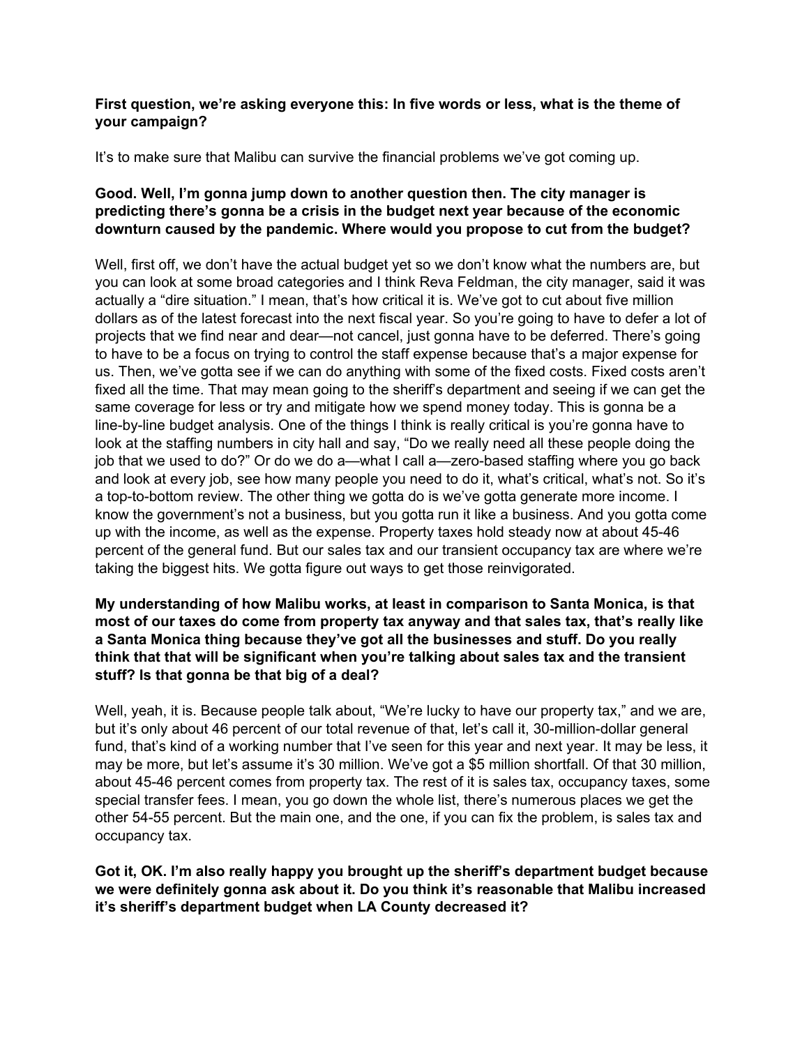**First question, we're asking everyone this: In five words or less, what is the theme of your campaign?**

It's to make sure that Malibu can survive the financial problems we've got coming up.

**Good. Well, I'm gonna jump down to another question then. The city manager is predicting there's gonna be a crisis in the budget next year because of the economic downturn caused by the pandemic. Where would you propose to cut from the budget?**

Well, first off, we don't have the actual budget yet so we don't know what the numbers are, but you can look at some broad categories and I think Reva Feldman, the city manager, said it was actually a "dire situation." I mean, that's how critical it is. We've got to cut about five million dollars as of the latest forecast into the next fiscal year. So you're going to have to defer a lot of projects that we find near and dear—not cancel, just gonna have to be deferred. There's going to have to be a focus on trying to control the staff expense because that's a major expense for us. Then, we've gotta see if we can do anything with some of the fixed costs. Fixed costs aren't fixed all the time. That may mean going to the sheriff's department and seeing if we can get the same coverage for less or try and mitigate how we spend money today. This is gonna be a line-by-line budget analysis. One of the things I think is really critical is you're gonna have to look at the staffing numbers in city hall and say, "Do we really need all these people doing the job that we used to do?" Or do we do a—what I call a—zero-based staffing where you go back and look at every job, see how many people you need to do it, what's critical, what's not. So it's a top-to-bottom review. The other thing we gotta do is we've gotta generate more income. I know the government's not a business, but you gotta run it like a business. And you gotta come up with the income, as well as the expense. Property taxes hold steady now at about 45-46 percent of the general fund. But our sales tax and our transient occupancy tax are where we're taking the biggest hits. We gotta figure out ways to get those reinvigorated.

**My understanding of how Malibu works, at least in comparison to Santa Monica, is that most of our taxes do come from property tax anyway and that sales tax, that's really like a Santa Monica thing because they've got all the businesses and stuff. Do you really think that that will be significant when you're talking about sales tax and the transient stuff? Is that gonna be that big of a deal?**

Well, yeah, it is. Because people talk about, "We're lucky to have our property tax," and we are, but it's only about 46 percent of our total revenue of that, let's call it, 30-million-dollar general fund, that's kind of a working number that I've seen for this year and next year. It may be less, it may be more, but let's assume it's 30 million. We've got a $5 million shortfall. Of that 30 million, about 45-46 percent comes from property tax. The rest of it is sales tax, occupancy taxes, some special transfer fees. I mean, you go down the whole list, there's numerous places we get the other 54-55 percent. But the main one, and the one, if you can fix the problem, is sales tax and occupancy tax.

**Got it, OK. I'm also really happy you brought up the sheriff's department budget because we were definitely gonna ask about it. Do you think it's reasonable that Malibu increased it's sheriff's department budget when LA County decreased it?**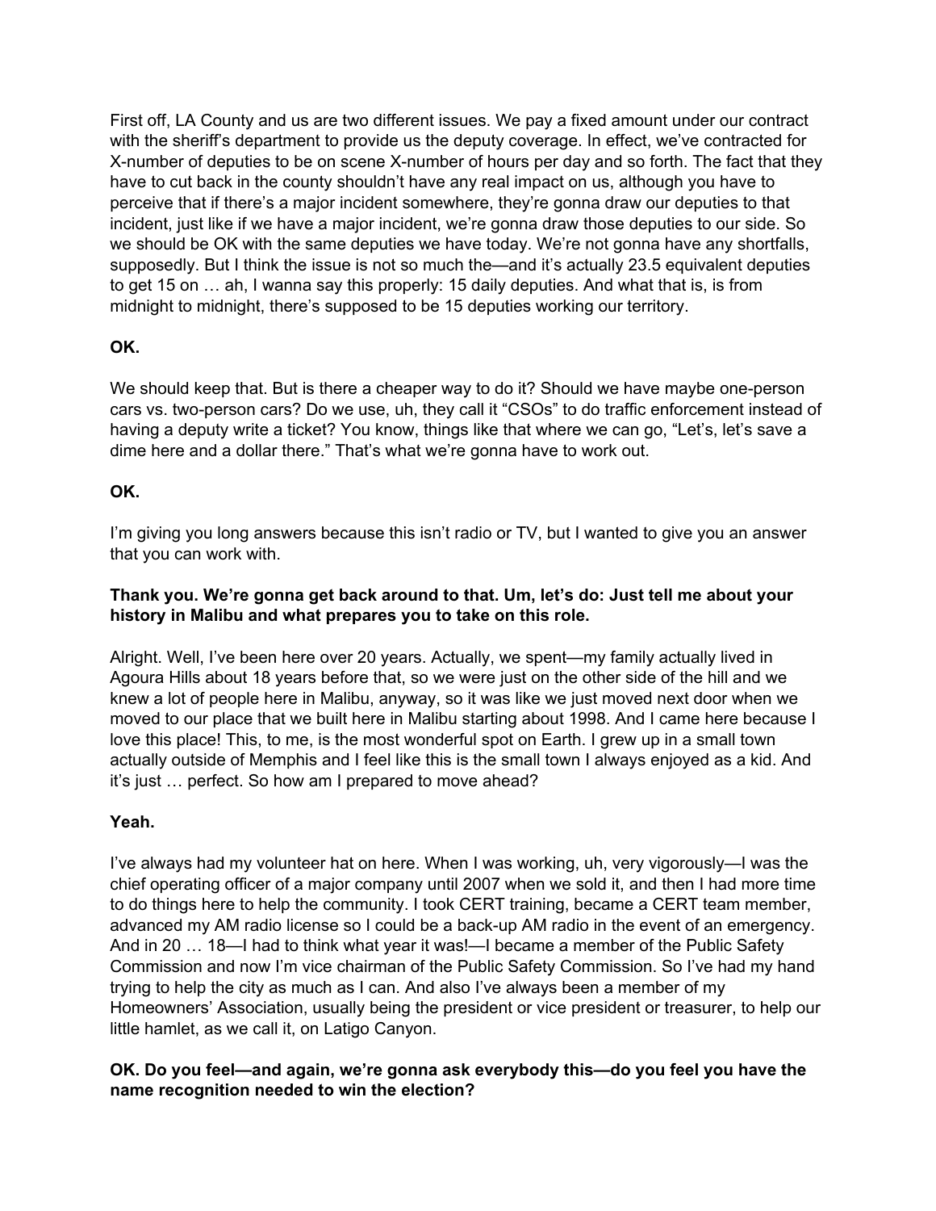First off, LA County and us are two different issues. We pay a fixed amount under our contract with the sheriff's department to provide us the deputy coverage. In effect, we've contracted for X-number of deputies to be on scene X-number of hours per day and so forth. The fact that they have to cut back in the county shouldn't have any real impact on us, although you have to perceive that if there's a major incident somewhere, they're gonna draw our deputies to that incident, just like if we have a major incident, we're gonna draw those deputies to our side. So we should be OK with the same deputies we have today. We're not gonna have any shortfalls, supposedly. But I think the issue is not so much the—and it's actually 23.5 equivalent deputies to get 15 on … ah, I wanna say this properly: 15 daily deputies. And what that is, is from midnight to midnight, there's supposed to be 15 deputies working our territory.

**OK.**

We should keep that. But is there a cheaper way to do it? Should we have maybe one-person cars vs. two-person cars? Do we use, uh, they call it "CSOs" to do traffic enforcement instead of having a deputy write a ticket? You know, things like that where we can go, "Let's, let's save a dime here and a dollar there." That's what we're gonna have to work out.

**OK.**

I'm giving you long answers because this isn't radio or TV, but I wanted to give you an answer that you can work with.

**Thank you. We're gonna get back around to that. Um, let's do: Just tell me about your history in Malibu and what prepares you to take on this role.**

Alright. Well, I've been here over 20 years. Actually, we spent—my family actually lived in Agoura Hills about 18 years before that, so we were just on the other side of the hill and we knew a lot of people here in Malibu, anyway, so it was like we just moved next door when we moved to our place that we built here in Malibu starting about 1998. And I came here because I love this place! This, to me, is the most wonderful spot on Earth. I grew up in a small town actually outside of Memphis and I feel like this is the small town I always enjoyed as a kid. And it's just … perfect. So how am I prepared to move ahead?

**Yeah.**

I've always had my volunteer hat on here. When I was working, uh, very vigorously—I was the chief operating officer of a major company until 2007 when we sold it, and then I had more time to do things here to help the community. I took CERT training, became a CERT team member, advanced my AM radio license so I could be a back-up AM radio in the event of an emergency. And in 20 … 18—I had to think what year it was!—I became a member of the Public Safety Commission and now I'm vice chairman of the Public Safety Commission. So I've had my hand trying to help the city as much as I can. And also I've always been a member of my Homeowners' Association, usually being the president or vice president or treasurer, to help our little hamlet, as we call it, on Latigo Canyon.

**OK. Do you feel—and again, we're gonna ask everybody this—do you feel you have the name recognition needed to win the election?**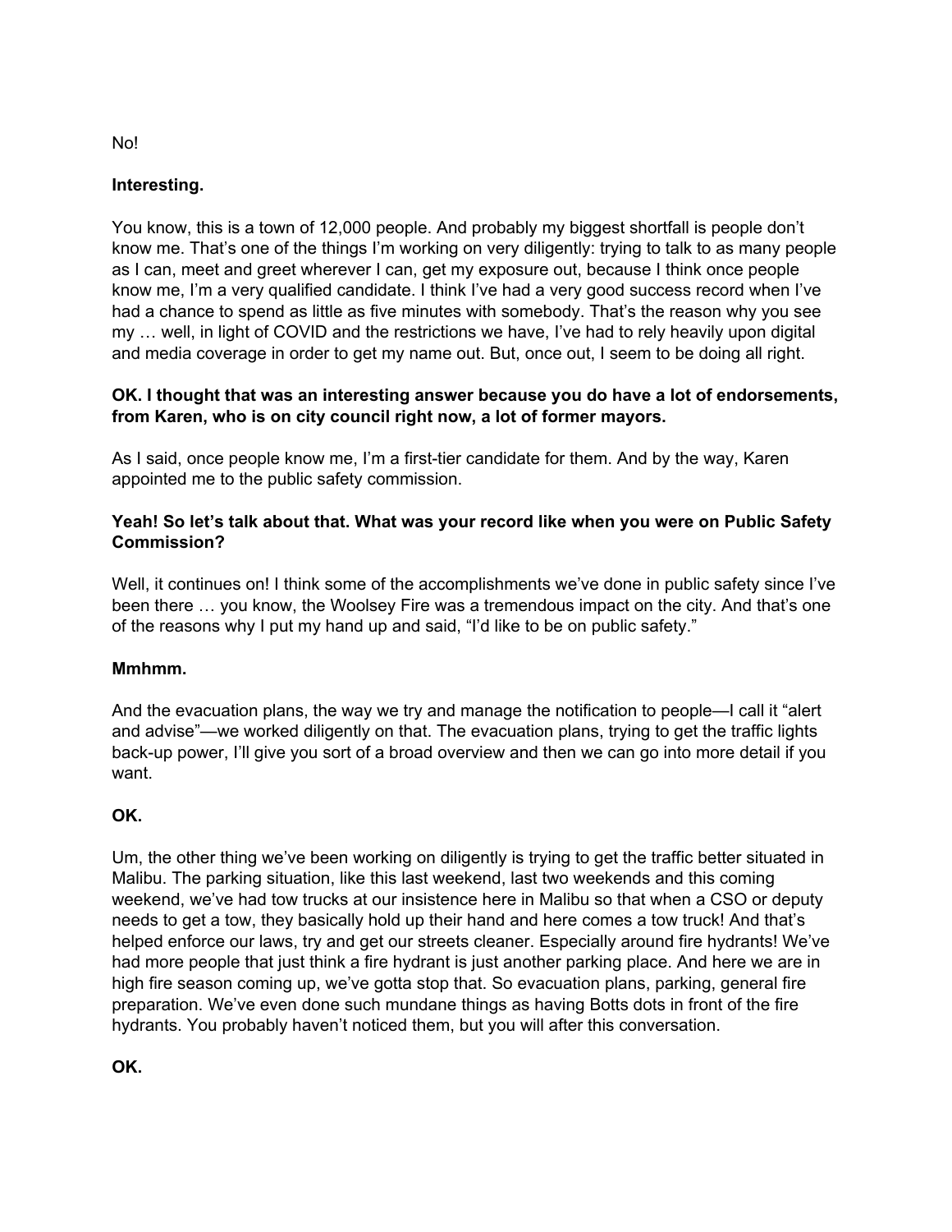No!

**Interesting.**

You know, this is a town of 12,000 people. And probably my biggest shortfall is people don't know me. That's one of the things I'm working on very diligently: trying to talk to as many people as I can, meet and greet wherever I can, get my exposure out, because I think once people know me, I'm a very qualified candidate. I think I've had a very good success record when I've had a chance to spend as little as five minutes with somebody. That's the reason why you see my … well, in light of COVID and the restrictions we have, I've had to rely heavily upon digital and media coverage in order to get my name out. But, once out, I seem to be doing all right.

**OK. I thought that was an interesting answer because you do have a lot of endorsements, from Karen, who is on city council right now, a lot of former mayors.**

As I said, once people know me, I'm a first-tier candidate for them. And by the way, Karen appointed me to the public safety commission.

**Yeah! So let's talk about that. What was your record like when you were on Public Safety Commission?**

Well, it continues on! I think some of the accomplishments we've done in public safety since I've been there … you know, the Woolsey Fire was a tremendous impact on the city. And that's one of the reasons why I put my hand up and said, "I'd like to be on public safety."

**Mmhmm.**

And the evacuation plans, the way we try and manage the notification to people—I call it "alert and advise"—we worked diligently on that. The evacuation plans, trying to get the traffic lights back-up power, I'll give you sort of a broad overview and then we can go into more detail if you want.

**OK.**

Um, the other thing we've been working on diligently is trying to get the traffic better situated in Malibu. The parking situation, like this last weekend, last two weekends and this coming weekend, we've had tow trucks at our insistence here in Malibu so that when a CSO or deputy needs to get a tow, they basically hold up their hand and here comes a tow truck! And that's helped enforce our laws, try and get our streets cleaner. Especially around fire hydrants! We've had more people that just think a fire hydrant is just another parking place. And here we are in high fire season coming up, we've gotta stop that. So evacuation plans, parking, general fire preparation. We've even done such mundane things as having Botts dots in front of the fire hydrants. You probably haven't noticed them, but you will after this conversation.

**OK.**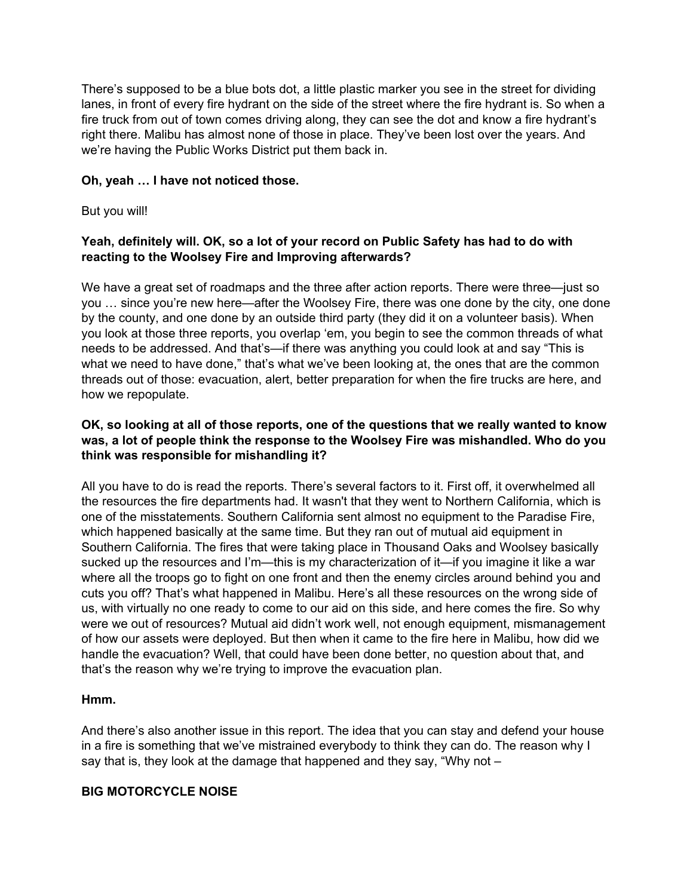There's supposed to be a blue bots dot, a little plastic marker you see in the street for dividing lanes, in front of every fire hydrant on the side of the street where the fire hydrant is. So when a fire truck from out of town comes driving along, they can see the dot and know a fire hydrant's right there. Malibu has almost none of those in place. They've been lost over the years. And we're having the Public Works District put them back in.

**Oh, yeah … I have not noticed those.**

But you will!

**Yeah, definitely will. OK, so a lot of your record on Public Safety has had to do with reacting to the Woolsey Fire and Improving afterwards?**

We have a great set of roadmaps and the three after action reports. There were three—just so you … since you're new here—after the Woolsey Fire, there was one done by the city, one done by the county, and one done by an outside third party (they did it on a volunteer basis). When you look at those three reports, you overlap 'em, you begin to see the common threads of what needs to be addressed. And that's—if there was anything you could look at and say "This is what we need to have done," that's what we've been looking at, the ones that are the common threads out of those: evacuation, alert, better preparation for when the fire trucks are here, and how we repopulate.

**OK, so looking at all of those reports, one of the questions that we really wanted to know was, a lot of people think the response to the Woolsey Fire was mishandled. Who do you think was responsible for mishandling it?**

All you have to do is read the reports. There's several factors to it. First off, it overwhelmed all the resources the fire departments had. It wasn't that they went to Northern California, which is one of the misstatements. Southern California sent almost no equipment to the Paradise Fire, which happened basically at the same time. But they ran out of mutual aid equipment in Southern California. The fires that were taking place in Thousand Oaks and Woolsey basically sucked up the resources and I'm—this is my characterization of it—if you imagine it like a war where all the troops go to fight on one front and then the enemy circles around behind you and cuts you off? That's what happened in Malibu. Here's all these resources on the wrong side of us, with virtually no one ready to come to our aid on this side, and here comes the fire. So why were we out of resources? Mutual aid didn't work well, not enough equipment, mismanagement of how our assets were deployed. But then when it came to the fire here in Malibu, how did we handle the evacuation? Well, that could have been done better, no question about that, and that's the reason why we're trying to improve the evacuation plan.

**Hmm.**

And there's also another issue in this report. The idea that you can stay and defend your house in a fire is something that we've mistrained everybody to think they can do. The reason why I say that is, they look at the damage that happened and they say, "Why not –

**BIG MOTORCYCLE NOISE**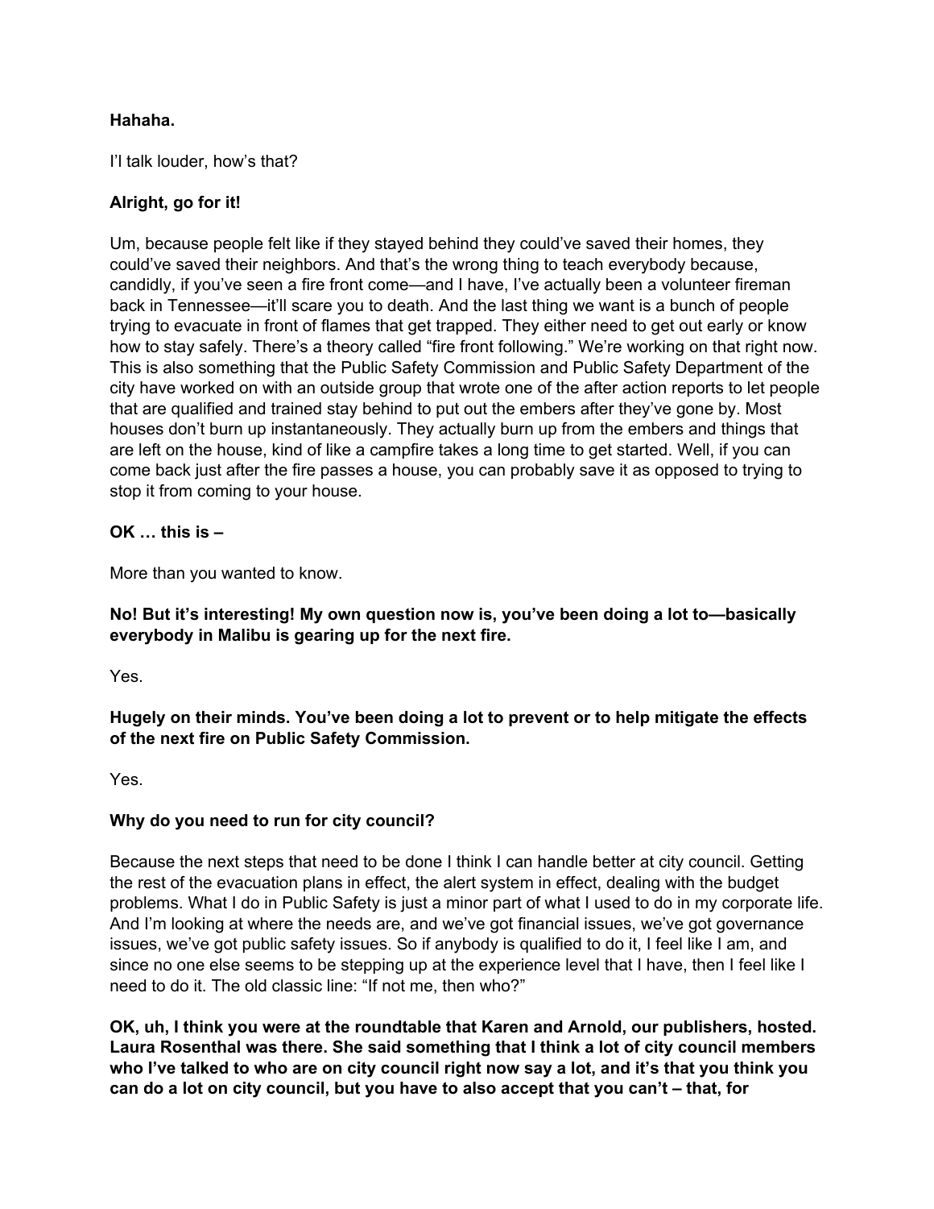**Hahaha.**

I'l talk louder, how's that?

**Alright, go for it!**

Um, because people felt like if they stayed behind they could've saved their homes, they could've saved their neighbors. And that's the wrong thing to teach everybody because, candidly, if you've seen a fire front come—and I have, I've actually been a volunteer fireman back in Tennessee—it'll scare you to death. And the last thing we want is a bunch of people trying to evacuate in front of flames that get trapped. They either need to get out early or know how to stay safely. There's a theory called "fire front following." We're working on that right now. This is also something that the Public Safety Commission and Public Safety Department of the city have worked on with an outside group that wrote one of the after action reports to let people that are qualified and trained stay behind to put out the embers after they've gone by. Most houses don't burn up instantaneously. They actually burn up from the embers and things that are left on the house, kind of like a campfire takes a long time to get started. Well, if you can come back just after the fire passes a house, you can probably save it as opposed to trying to stop it from coming to your house.

**OK … this is –**

More than you wanted to know.

**No! But it's interesting! My own question now is, you've been doing a lot to—basically everybody in Malibu is gearing up for the next fire.**

Yes.

**Hugely on their minds. You've been doing a lot to prevent or to help mitigate the effects of the next fire on Public Safety Commission.**

Yes.

**Why do you need to run for city council?**

Because the next steps that need to be done I think I can handle better at city council. Getting the rest of the evacuation plans in effect, the alert system in effect, dealing with the budget problems. What I do in Public Safety is just a minor part of what I used to do in my corporate life. And I'm looking at where the needs are, and we've got financial issues, we've got governance issues, we've got public safety issues. So if anybody is qualified to do it, I feel like I am, and since no one else seems to be stepping up at the experience level that I have, then I feel like I need to do it. The old classic line: "If not me, then who?"

**OK, uh, I think you were at the roundtable that Karen and Arnold, our publishers, hosted. Laura Rosenthal was there. She said something that I think a lot of city council members who I've talked to who are on city council right now say a lot, and it's that you think you can do a lot on city council, but you have to also accept that you can't – that, for**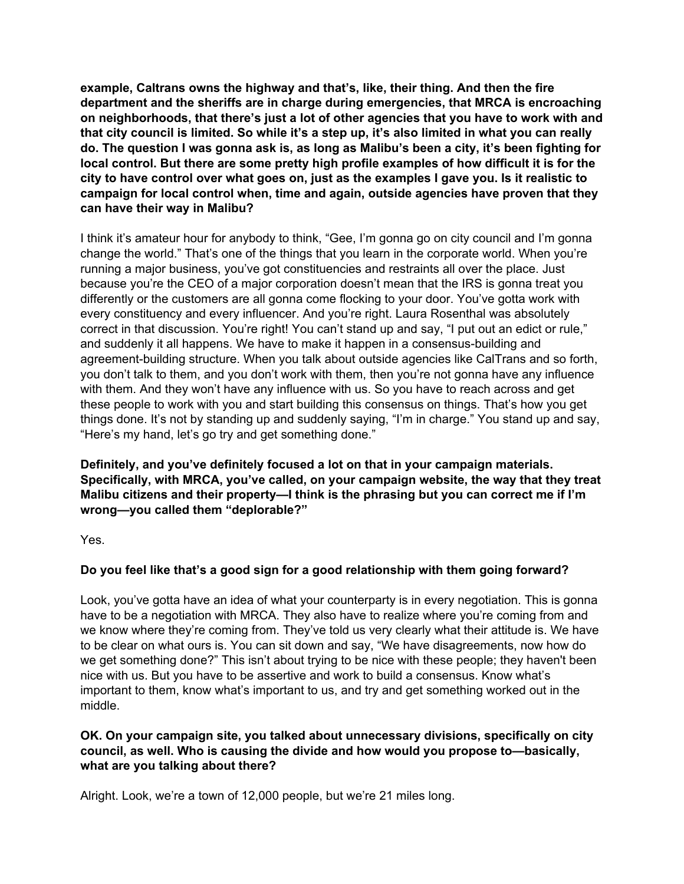**example, Caltrans owns the highway and that's, like, their thing. And then the fire department and the sheriffs are in charge during emergencies, that MRCA is encroaching on neighborhoods, that there's just a lot of other agencies that you have to work with and that city council is limited. So while it's a step up, it's also limited in what you can really do. The question I was gonna ask is, as long as Malibu's been a city, it's been fighting for local control. But there are some pretty high profile examples of how difficult it is for the city to have control over what goes on, just as the examples I gave you. Is it realistic to campaign for local control when, time and again, outside agencies have proven that they can have their way in Malibu?**

I think it's amateur hour for anybody to think, "Gee, I'm gonna go on city council and I'm gonna change the world." That's one of the things that you learn in the corporate world. When you're running a major business, you've got constituencies and restraints all over the place. Just because you're the CEO of a major corporation doesn't mean that the IRS is gonna treat you differently or the customers are all gonna come flocking to your door. You've gotta work with every constituency and every influencer. And you're right. Laura Rosenthal was absolutely correct in that discussion. You're right! You can't stand up and say, "I put out an edict or rule," and suddenly it all happens. We have to make it happen in a consensus-building and agreement-building structure. When you talk about outside agencies like CalTrans and so forth, you don't talk to them, and you don't work with them, then you're not gonna have any influence with them. And they won't have any influence with us. So you have to reach across and get these people to work with you and start building this consensus on things. That's how you get things done. It's not by standing up and suddenly saying, "I'm in charge." You stand up and say, "Here's my hand, let's go try and get something done."

**Definitely, and you've definitely focused a lot on that in your campaign materials. Specifically, with MRCA, you've called, on your campaign website, the way that they treat Malibu citizens and their property—I think is the phrasing but you can correct me if I'm wrong—you called them "deplorable?"**

Yes.

**Do you feel like that's a good sign for a good relationship with them going forward?**

Look, you've gotta have an idea of what your counterparty is in every negotiation. This is gonna have to be a negotiation with MRCA. They also have to realize where you're coming from and we know where they're coming from. They've told us very clearly what their attitude is. We have to be clear on what ours is. You can sit down and say, "We have disagreements, now how do we get something done?" This isn't about trying to be nice with these people; they haven't been nice with us. But you have to be assertive and work to build a consensus. Know what's important to them, know what's important to us, and try and get something worked out in the middle.

**OK. On your campaign site, you talked about unnecessary divisions, specifically on city council, as well. Who is causing the divide and how would you propose to—basically, what are you talking about there?**

Alright. Look, we're a town of 12,000 people, but we're 21 miles long.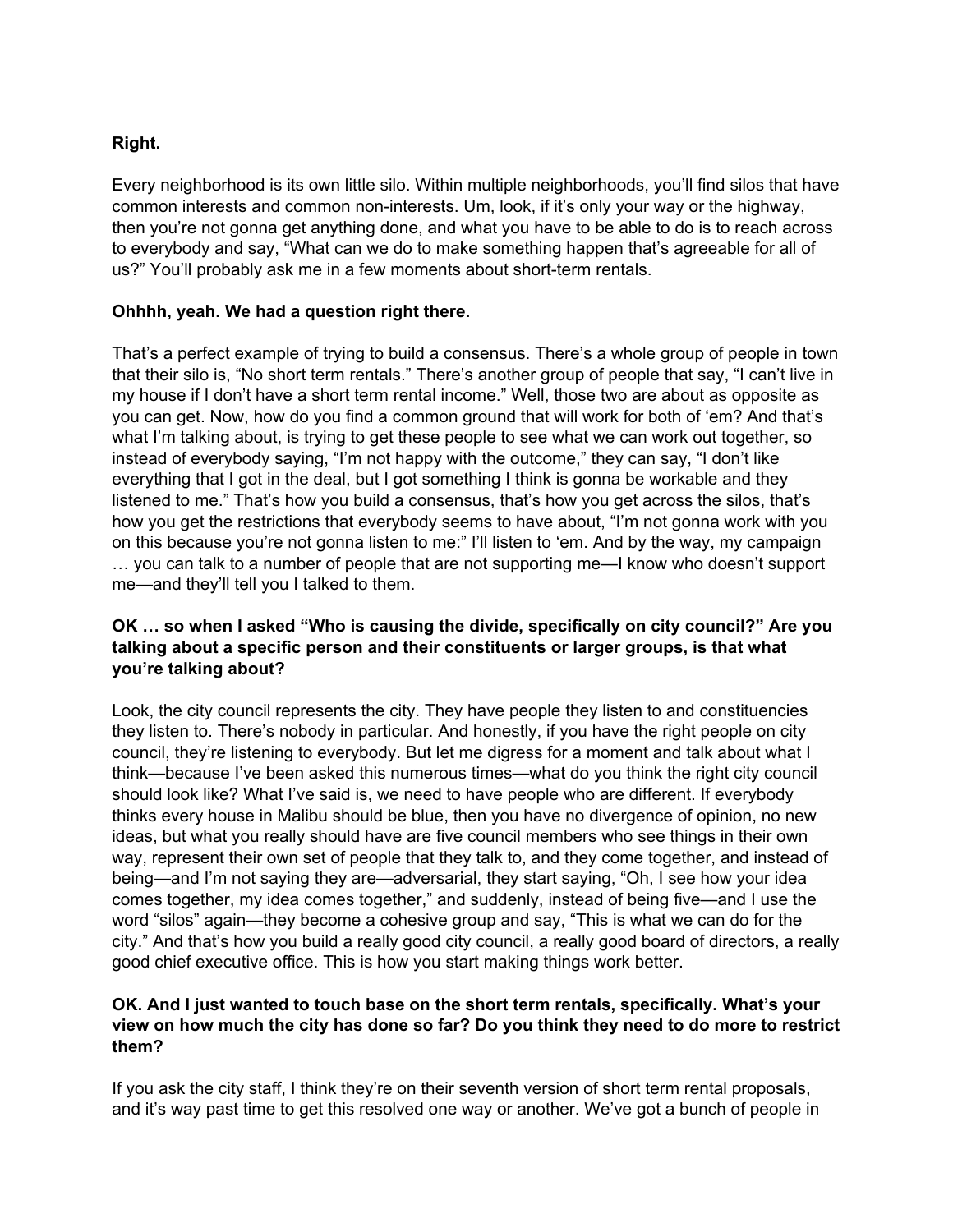**Right.**

Every neighborhood is its own little silo. Within multiple neighborhoods, you'll find silos that have common interests and common non-interests. Um, look, if it's only your way or the highway, then you're not gonna get anything done, and what you have to be able to do is to reach across to everybody and say, "What can we do to make something happen that's agreeable for all of us?" You'll probably ask me in a few moments about short-term rentals.

**Ohhhh, yeah. We had a question right there.**

That's a perfect example of trying to build a consensus. There's a whole group of people in town that their silo is, "No short term rentals." There's another group of people that say, "I can't live in my house if I don't have a short term rental income." Well, those two are about as opposite as you can get. Now, how do you find a common ground that will work for both of 'em? And that's what I'm talking about, is trying to get these people to see what we can work out together, so instead of everybody saying, "I'm not happy with the outcome," they can say, "I don't like everything that I got in the deal, but I got something I think is gonna be workable and they listened to me." That's how you build a consensus, that's how you get across the silos, that's how you get the restrictions that everybody seems to have about, "I'm not gonna work with you on this because you're not gonna listen to me:" I'll listen to 'em. And by the way, my campaign … you can talk to a number of people that are not supporting me—I know who doesn't support me—and they'll tell you I talked to them.

**OK … so when I asked "Who is causing the divide, specifically on city council?" Are you talking about a specific person and their constituents or larger groups, is that what you're talking about?**

Look, the city council represents the city. They have people they listen to and constituencies they listen to. There's nobody in particular. And honestly, if you have the right people on city council, they're listening to everybody. But let me digress for a moment and talk about what I think—because I've been asked this numerous times—what do you think the right city council should look like? What I've said is, we need to have people who are different. If everybody thinks every house in Malibu should be blue, then you have no divergence of opinion, no new ideas, but what you really should have are five council members who see things in their own way, represent their own set of people that they talk to, and they come together, and instead of being—and I'm not saying they are—adversarial, they start saying, "Oh, I see how your idea comes together, my idea comes together," and suddenly, instead of being five—and I use the word "silos" again—they become a cohesive group and say, "This is what we can do for the city." And that's how you build a really good city council, a really good board of directors, a really good chief executive office. This is how you start making things work better.

**OK. And I just wanted to touch base on the short term rentals, specifically. What's your view on how much the city has done so far? Do you think they need to do more to restrict them?**

If you ask the city staff, I think they're on their seventh version of short term rental proposals, and it's way past time to get this resolved one way or another. We've got a bunch of people in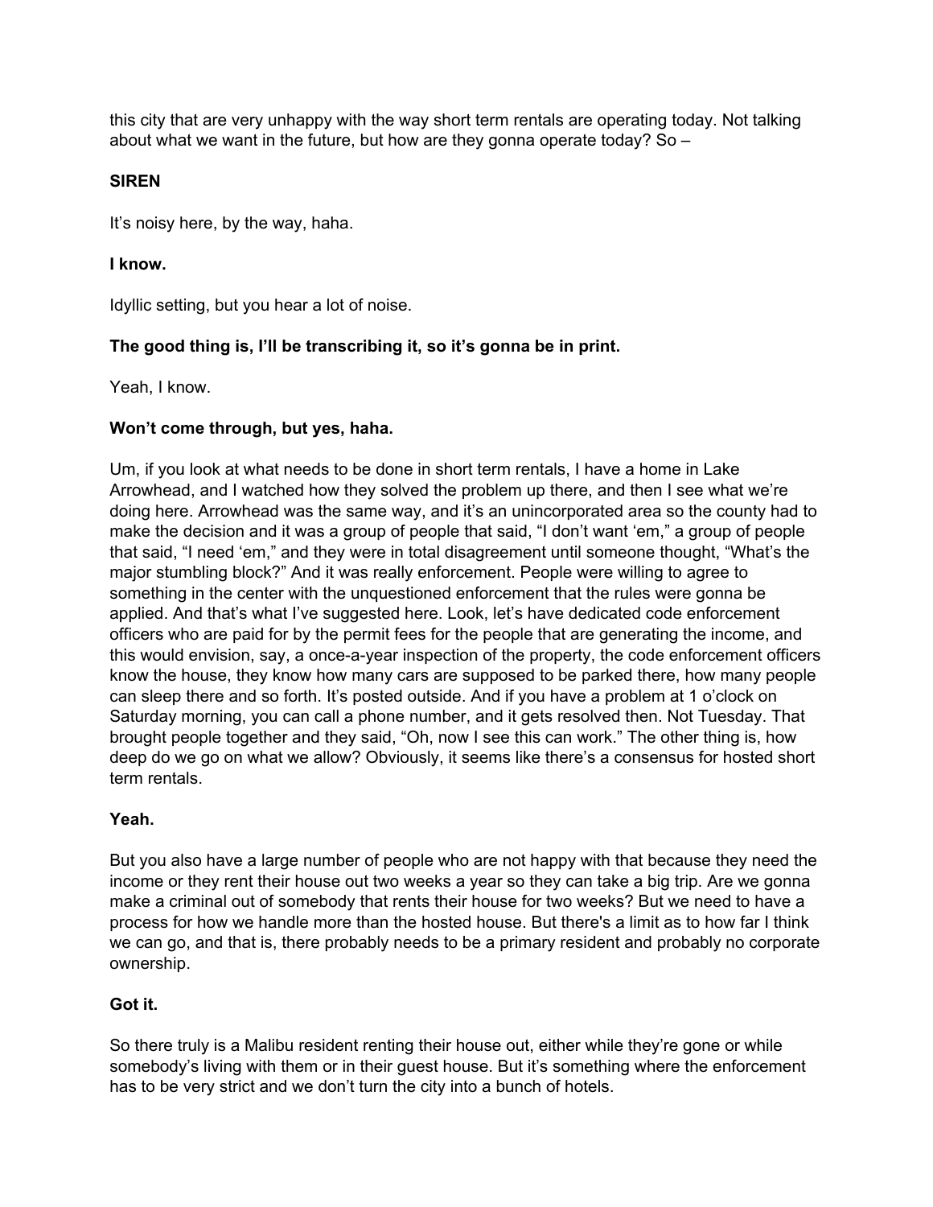this city that are very unhappy with the way short term rentals are operating today. Not talking about what we want in the future, but how are they gonna operate today? So –

**SIREN**

It's noisy here, by the way, haha.

**I know.**

Idyllic setting, but you hear a lot of noise.

**The good thing is, I'll be transcribing it, so it's gonna be in print.**

Yeah, I know.

**Won't come through, but yes, haha.**

Um, if you look at what needs to be done in short term rentals, I have a home in Lake Arrowhead, and I watched how they solved the problem up there, and then I see what we're doing here. Arrowhead was the same way, and it's an unincorporated area so the county had to make the decision and it was a group of people that said, "I don't want 'em," a group of people that said, "I need 'em," and they were in total disagreement until someone thought, "What's the major stumbling block?" And it was really enforcement. People were willing to agree to something in the center with the unquestioned enforcement that the rules were gonna be applied. And that's what I've suggested here. Look, let's have dedicated code enforcement officers who are paid for by the permit fees for the people that are generating the income, and this would envision, say, a once-a-year inspection of the property, the code enforcement officers know the house, they know how many cars are supposed to be parked there, how many people can sleep there and so forth. It's posted outside. And if you have a problem at 1 o'clock on Saturday morning, you can call a phone number, and it gets resolved then. Not Tuesday. That brought people together and they said, "Oh, now I see this can work." The other thing is, how deep do we go on what we allow? Obviously, it seems like there's a consensus for hosted short term rentals.

**Yeah.**

But you also have a large number of people who are not happy with that because they need the income or they rent their house out two weeks a year so they can take a big trip. Are we gonna make a criminal out of somebody that rents their house for two weeks? But we need to have a process for how we handle more than the hosted house. But there's a limit as to how far I think we can go, and that is, there probably needs to be a primary resident and probably no corporate ownership.

**Got it.**

So there truly is a Malibu resident renting their house out, either while they're gone or while somebody's living with them or in their guest house. But it's something where the enforcement has to be very strict and we don't turn the city into a bunch of hotels.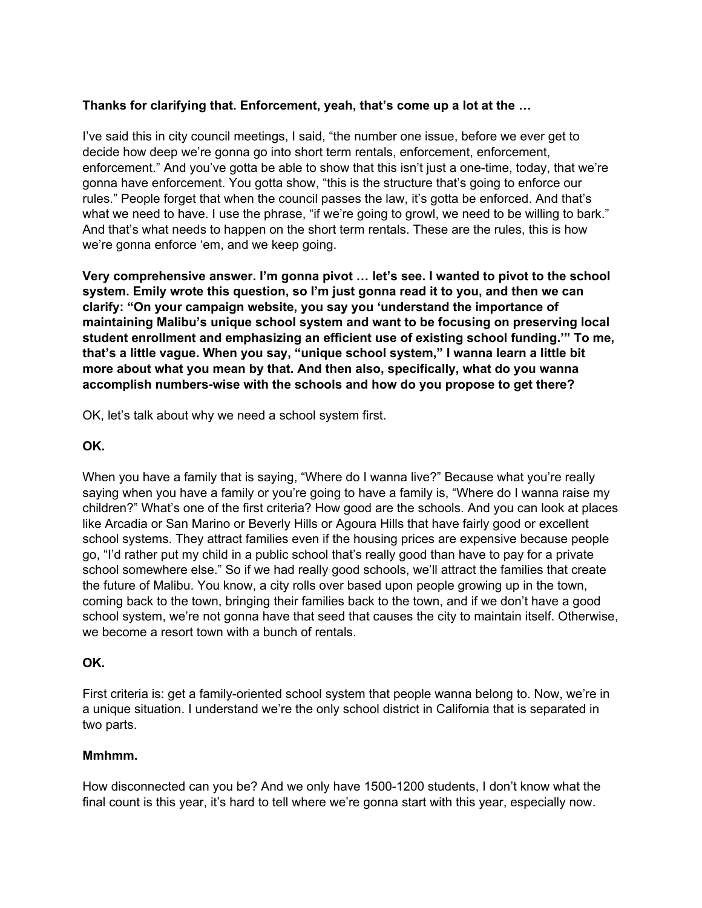**Thanks for clarifying that. Enforcement, yeah, that's come up a lot at the …**

I've said this in city council meetings, I said, "the number one issue, before we ever get to decide how deep we're gonna go into short term rentals, enforcement, enforcement, enforcement." And you've gotta be able to show that this isn't just a one-time, today, that we're gonna have enforcement. You gotta show, "this is the structure that's going to enforce our rules." People forget that when the council passes the law, it's gotta be enforced. And that's what we need to have. I use the phrase, "if we're going to growl, we need to be willing to bark." And that's what needs to happen on the short term rentals. These are the rules, this is how we're gonna enforce 'em, and we keep going.

**Very comprehensive answer. I'm gonna pivot … let's see. I wanted to pivot to the school system. Emily wrote this question, so I'm just gonna read it to you, and then we can clarify: "On your campaign website, you say you 'understand the importance of maintaining Malibu's unique school system and want to be focusing on preserving local student enrollment and emphasizing an efficient use of existing school funding.'" To me, that's a little vague. When you say, "unique school system," I wanna learn a little bit more about what you mean by that. And then also, specifically, what do you wanna accomplish numbers-wise with the schools and how do you propose to get there?**

OK, let's talk about why we need a school system first.

**OK.**

When you have a family that is saying, "Where do I wanna live?" Because what you're really saying when you have a family or you're going to have a family is, "Where do I wanna raise my children?" What's one of the first criteria? How good are the schools. And you can look at places like Arcadia or San Marino or Beverly Hills or Agoura Hills that have fairly good or excellent school systems. They attract families even if the housing prices are expensive because people go, "I'd rather put my child in a public school that's really good than have to pay for a private school somewhere else." So if we had really good schools, we'll attract the families that create the future of Malibu. You know, a city rolls over based upon people growing up in the town, coming back to the town, bringing their families back to the town, and if we don't have a good school system, we're not gonna have that seed that causes the city to maintain itself. Otherwise, we become a resort town with a bunch of rentals.

**OK.**

First criteria is: get a family-oriented school system that people wanna belong to. Now, we're in a unique situation. I understand we're the only school district in California that is separated in two parts.

**Mmhmm.**

How disconnected can you be? And we only have 1500-1200 students, I don't know what the final count is this year, it's hard to tell where we're gonna start with this year, especially now.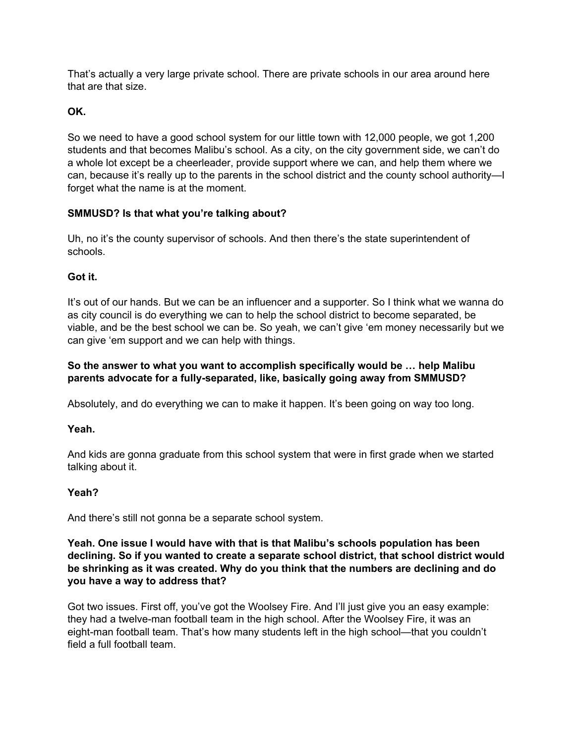That's actually a very large private school. There are private schools in our area around here that are that size.

**OK.**

So we need to have a good school system for our little town with 12,000 people, we got 1,200 students and that becomes Malibu's school. As a city, on the city government side, we can't do a whole lot except be a cheerleader, provide support where we can, and help them where we can, because it's really up to the parents in the school district and the county school authority—I forget what the name is at the moment.

**SMMUSD? Is that what you're talking about?**

Uh, no it's the county supervisor of schools. And then there's the state superintendent of schools.

**Got it.**

It's out of our hands. But we can be an influencer and a supporter. So I think what we wanna do as city council is do everything we can to help the school district to become separated, be viable, and be the best school we can be. So yeah, we can't give 'em money necessarily but we can give 'em support and we can help with things.

**So the answer to what you want to accomplish specifically would be … help Malibu parents advocate for a fully-separated, like, basically going away from SMMUSD?**

Absolutely, and do everything we can to make it happen. It's been going on way too long.

**Yeah.**

And kids are gonna graduate from this school system that were in first grade when we started talking about it.

**Yeah?**

And there's still not gonna be a separate school system.

**Yeah. One issue I would have with that is that Malibu's schools population has been declining. So if you wanted to create a separate school district, that school district would be shrinking as it was created. Why do you think that the numbers are declining and do you have a way to address that?**

Got two issues. First off, you've got the Woolsey Fire. And I'll just give you an easy example: they had a twelve-man football team in the high school. After the Woolsey Fire, it was an eight-man football team. That's how many students left in the high school—that you couldn't field a full football team.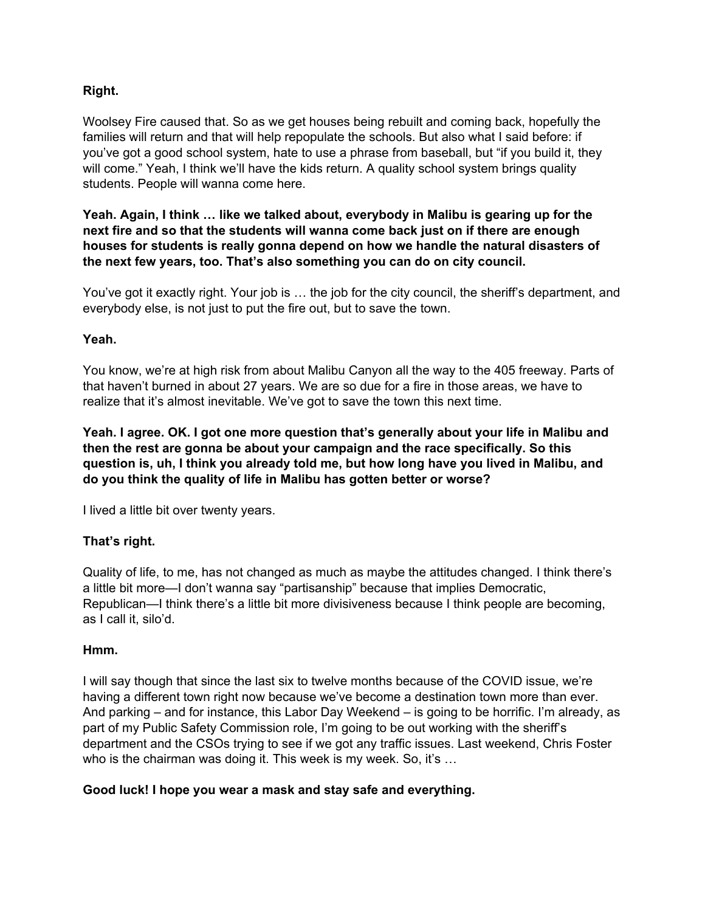**Right.**

Woolsey Fire caused that. So as we get houses being rebuilt and coming back, hopefully the families will return and that will help repopulate the schools. But also what I said before: if you've got a good school system, hate to use a phrase from baseball, but "if you build it, they will come." Yeah, I think we'll have the kids return. A quality school system brings quality students. People will wanna come here.

**Yeah. Again, I think … like we talked about, everybody in Malibu is gearing up for the next fire and so that the students will wanna come back just on if there are enough houses for students is really gonna depend on how we handle the natural disasters of the next few years, too. That's also something you can do on city council.**

You've got it exactly right. Your job is … the job for the city council, the sheriff's department, and everybody else, is not just to put the fire out, but to save the town.

**Yeah.**

You know, we're at high risk from about Malibu Canyon all the way to the 405 freeway. Parts of that haven't burned in about 27 years. We are so due for a fire in those areas, we have to realize that it's almost inevitable. We've got to save the town this next time.

**Yeah. I agree. OK. I got one more question that's generally about your life in Malibu and then the rest are gonna be about your campaign and the race specifically. So this question is, uh, I think you already told me, but how long have you lived in Malibu, and do you think the quality of life in Malibu has gotten better or worse?**

I lived a little bit over twenty years.

**That's right.**

Quality of life, to me, has not changed as much as maybe the attitudes changed. I think there's a little bit more—I don't wanna say "partisanship" because that implies Democratic, Republican—I think there's a little bit more divisiveness because I think people are becoming, as I call it, silo'd.

**Hmm.**

I will say though that since the last six to twelve months because of the COVID issue, we're having a different town right now because we've become a destination town more than ever. And parking – and for instance, this Labor Day Weekend – is going to be horrific. I'm already, as part of my Public Safety Commission role, I'm going to be out working with the sheriff's department and the CSOs trying to see if we got any traffic issues. Last weekend, Chris Foster who is the chairman was doing it. This week is my week. So, it's …

**Good luck! I hope you wear a mask and stay safe and everything.**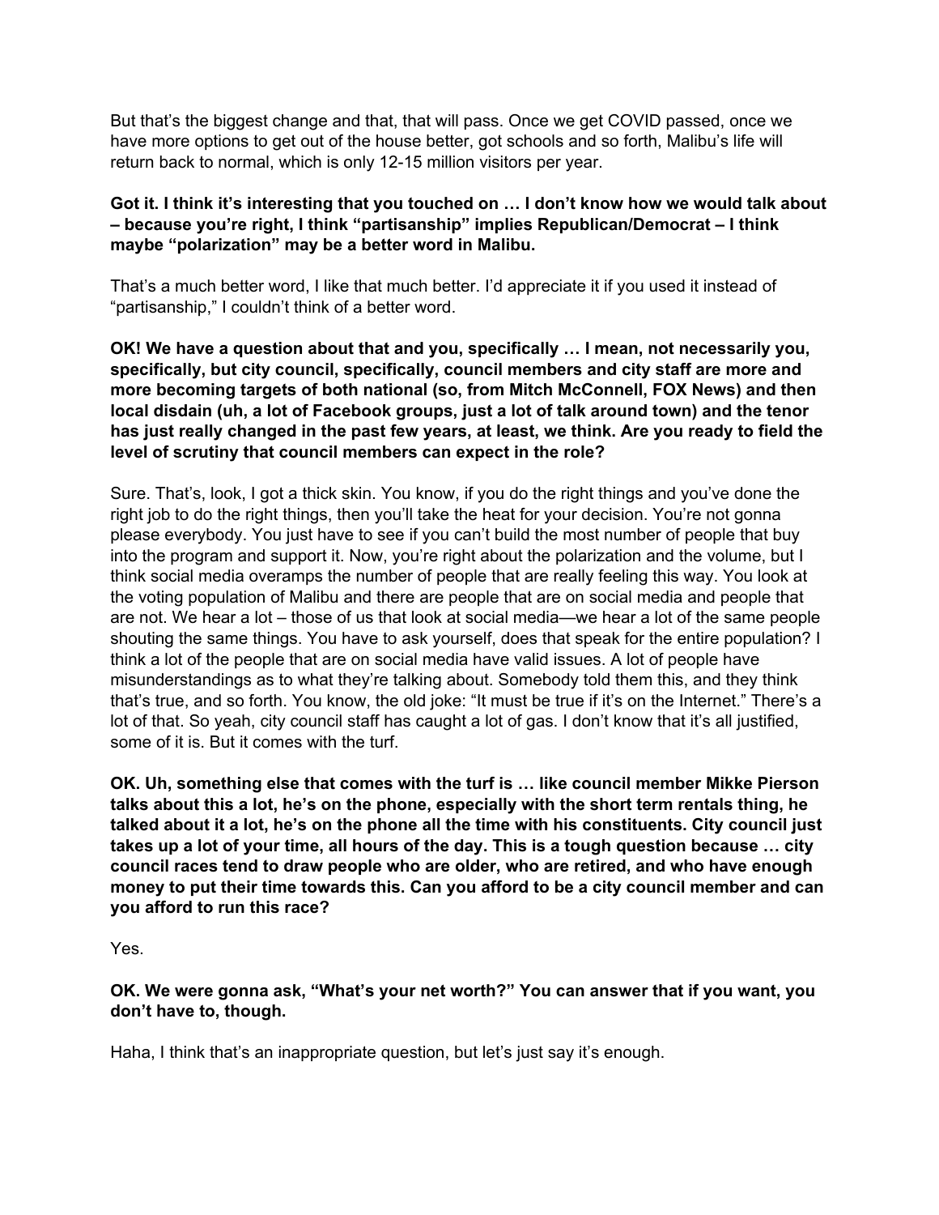But that's the biggest change and that, that will pass. Once we get COVID passed, once we have more options to get out of the house better, got schools and so forth, Malibu's life will return back to normal, which is only 12-15 million visitors per year.

**Got it. I think it's interesting that you touched on … I don't know how we would talk about – because you're right, I think "partisanship" implies Republican/Democrat – I think maybe "polarization" may be a better word in Malibu.**

That's a much better word, I like that much better. I'd appreciate it if you used it instead of "partisanship," I couldn't think of a better word.

**OK! We have a question about that and you, specifically … I mean, not necessarily you, specifically, but city council, specifically, council members and city staff are more and more becoming targets of both national (so, from Mitch McConnell, FOX News) and then local disdain (uh, a lot of Facebook groups, just a lot of talk around town) and the tenor has just really changed in the past few years, at least, we think. Are you ready to field the level of scrutiny that council members can expect in the role?**

Sure. That's, look, I got a thick skin. You know, if you do the right things and you've done the right job to do the right things, then you'll take the heat for your decision. You're not gonna please everybody. You just have to see if you can't build the most number of people that buy into the program and support it. Now, you're right about the polarization and the volume, but I think social media overamps the number of people that are really feeling this way. You look at the voting population of Malibu and there are people that are on social media and people that are not. We hear a lot – those of us that look at social media—we hear a lot of the same people shouting the same things. You have to ask yourself, does that speak for the entire population? I think a lot of the people that are on social media have valid issues. A lot of people have misunderstandings as to what they're talking about. Somebody told them this, and they think that's true, and so forth. You know, the old joke: "It must be true if it's on the Internet." There's a lot of that. So yeah, city council staff has caught a lot of gas. I don't know that it's all justified, some of it is. But it comes with the turf.

**OK. Uh, something else that comes with the turf is … like council member Mikke Pierson talks about this a lot, he's on the phone, especially with the short term rentals thing, he talked about it a lot, he's on the phone all the time with his constituents. City council just takes up a lot of your time, all hours of the day. This is a tough question because … city council races tend to draw people who are older, who are retired, and who have enough money to put their time towards this. Can you afford to be a city council member and can you afford to run this race?**

Yes.

**OK. We were gonna ask, "What's your net worth?" You can answer that if you want, you don't have to, though.**

Haha, I think that's an inappropriate question, but let's just say it's enough.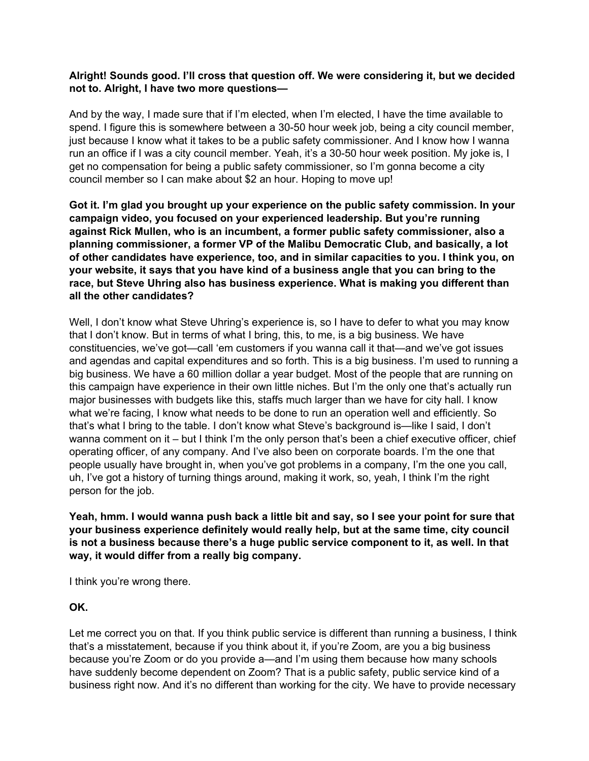**Alright! Sounds good. I'll cross that question off. We were considering it, but we decided not to. Alright, I have two more questions—**

And by the way, I made sure that if I'm elected, when I'm elected, I have the time available to spend. I figure this is somewhere between a 30-50 hour week job, being a city council member, just because I know what it takes to be a public safety commissioner. And I know how I wanna run an office if I was a city council member. Yeah, it's a 30-50 hour week position. My joke is, I get no compensation for being a public safety commissioner, so I'm gonna become a city council member so I can make about $2 an hour. Hoping to move up!

**Got it. I'm glad you brought up your experience on the public safety commission. In your campaign video, you focused on your experienced leadership. But you're running against Rick Mullen, who is an incumbent, a former public safety commissioner, also a planning commissioner, a former VP of the Malibu Democratic Club, and basically, a lot of other candidates have experience, too, and in similar capacities to you. I think you, on your website, it says that you have kind of a business angle that you can bring to the race, but Steve Uhring also has business experience. What is making you different than all the other candidates?**

Well, I don't know what Steve Uhring's experience is, so I have to defer to what you may know that I don't know. But in terms of what I bring, this, to me, is a big business. We have constituencies, we've got—call 'em customers if you wanna call it that—and we've got issues and agendas and capital expenditures and so forth. This is a big business. I'm used to running a big business. We have a 60 million dollar a year budget. Most of the people that are running on this campaign have experience in their own little niches. But I'm the only one that's actually run major businesses with budgets like this, staffs much larger than we have for city hall. I know what we're facing, I know what needs to be done to run an operation well and efficiently. So that's what I bring to the table. I don't know what Steve's background is—like I said, I don't wanna comment on it – but I think I'm the only person that's been a chief executive officer, chief operating officer, of any company. And I've also been on corporate boards. I'm the one that people usually have brought in, when you've got problems in a company, I'm the one you call, uh, I've got a history of turning things around, making it work, so, yeah, I think I'm the right person for the job.

**Yeah, hmm. I would wanna push back a little bit and say, so I see your point for sure that your business experience definitely would really help, but at the same time, city council is not a business because there's a huge public service component to it, as well. In that way, it would differ from a really big company.**

I think you're wrong there.

**OK.**

Let me correct you on that. If you think public service is different than running a business, I think that's a misstatement, because if you think about it, if you're Zoom, are you a big business because you're Zoom or do you provide a—and I'm using them because how many schools have suddenly become dependent on Zoom? That is a public safety, public service kind of a business right now. And it's no different than working for the city. We have to provide necessary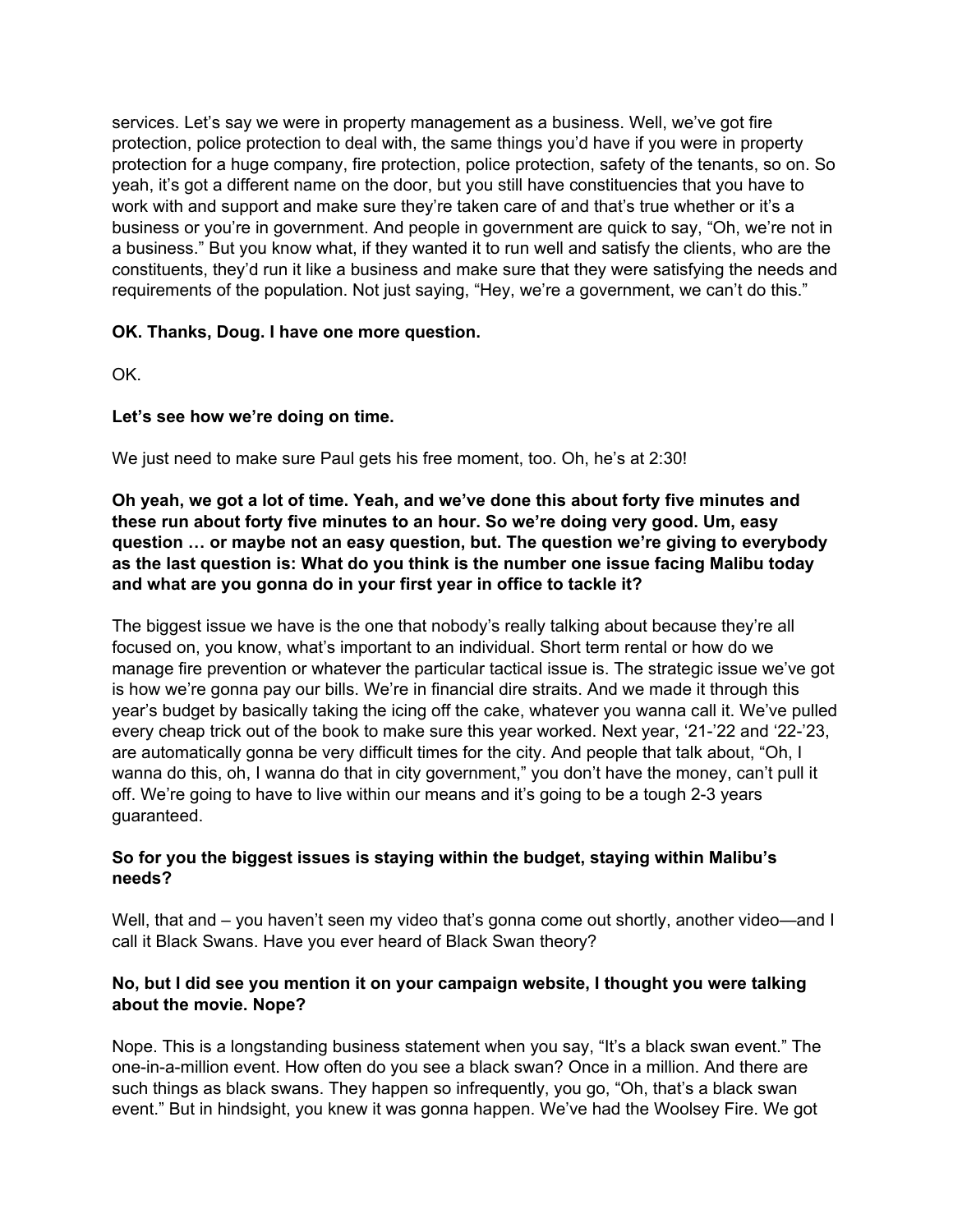services. Let's say we were in property management as a business. Well, we've got fire protection, police protection to deal with, the same things you'd have if you were in property protection for a huge company, fire protection, police protection, safety of the tenants, so on. So yeah, it's got a different name on the door, but you still have constituencies that you have to work with and support and make sure they're taken care of and that's true whether or it's a business or you're in government. And people in government are quick to say, "Oh, we're not in a business." But you know what, if they wanted it to run well and satisfy the clients, who are the constituents, they'd run it like a business and make sure that they were satisfying the needs and requirements of the population. Not just saying, "Hey, we're a government, we can't do this."

**OK. Thanks, Doug. I have one more question.**

OK.

**Let's see how we're doing on time.**

We just need to make sure Paul gets his free moment, too. Oh, he's at 2:30!

**Oh yeah, we got a lot of time. Yeah, and we've done this about forty five minutes and these run about forty five minutes to an hour. So we're doing very good. Um, easy question … or maybe not an easy question, but. The question we're giving to everybody as the last question is: What do you think is the number one issue facing Malibu today and what are you gonna do in your first year in office to tackle it?**

The biggest issue we have is the one that nobody's really talking about because they're all focused on, you know, what's important to an individual. Short term rental or how do we manage fire prevention or whatever the particular tactical issue is. The strategic issue we've got is how we're gonna pay our bills. We're in financial dire straits. And we made it through this year's budget by basically taking the icing off the cake, whatever you wanna call it. We've pulled every cheap trick out of the book to make sure this year worked. Next year, '21-'22 and '22-'23, are automatically gonna be very difficult times for the city. And people that talk about, "Oh, I wanna do this, oh, I wanna do that in city government," you don't have the money, can't pull it off. We're going to have to live within our means and it's going to be a tough 2-3 years guaranteed.

**So for you the biggest issues is staying within the budget, staying within Malibu's needs?**

Well, that and – you haven't seen my video that's gonna come out shortly, another video—and I call it Black Swans. Have you ever heard of Black Swan theory?

**No, but I did see you mention it on your campaign website, I thought you were talking about the movie. Nope?**

Nope. This is a longstanding business statement when you say, "It's a black swan event." The one-in-a-million event. How often do you see a black swan? Once in a million. And there are such things as black swans. They happen so infrequently, you go, "Oh, that's a black swan event." But in hindsight, you knew it was gonna happen. We've had the Woolsey Fire. We got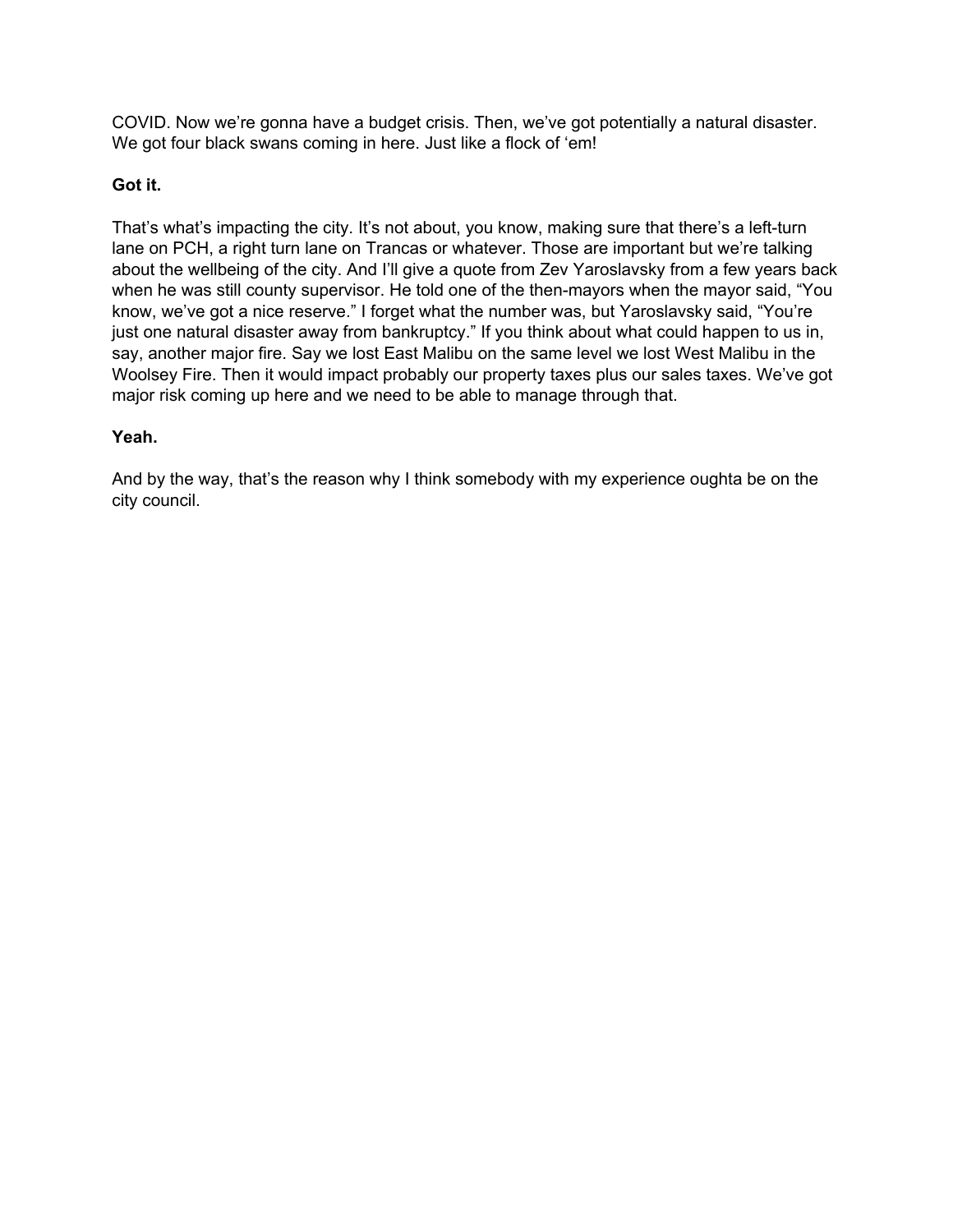COVID. Now we're gonna have a budget crisis. Then, we've got potentially a natural disaster. We got four black swans coming in here. Just like a flock of 'em!

**Got it.**

That's what's impacting the city. It's not about, you know, making sure that there's a left-turn lane on PCH, a right turn lane on Trancas or whatever. Those are important but we're talking about the wellbeing of the city. And I'll give a quote from Zev Yaroslavsky from a few years back when he was still county supervisor. He told one of the then-mayors when the mayor said, "You know, we've got a nice reserve." I forget what the number was, but Yaroslavsky said, "You're just one natural disaster away from bankruptcy." If you think about what could happen to us in, say, another major fire. Say we lost East Malibu on the same level we lost West Malibu in the Woolsey Fire. Then it would impact probably our property taxes plus our sales taxes. We've got major risk coming up here and we need to be able to manage through that.

**Yeah.**

And by the way, that's the reason why I think somebody with my experience oughta be on the city council.